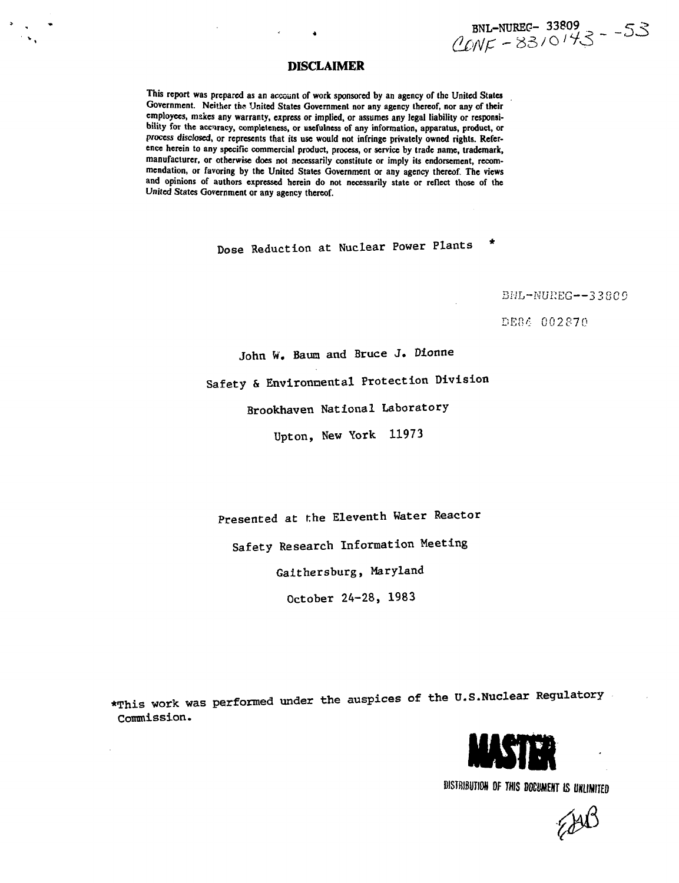BNL-NUREG- 33809
CONF-831043--53

**DISCLAIMER**

This report was prepared as an account of work sponsored by an agency of the United States Government. Neither the United States Government nor any agency thereof, nor any of their employees, makes any warranty, express or implied, or assumes any legal liability or responsibility for the accuracy, completeness, or usefulness of any information, apparatus, product, or process disclosed, or represents that its use would not infringe privately owned rights. Reference herein to any specific commercial product, process, or service by trade name, trademark, manufacturer, or otherwise does not necessarily constitute or imply its endorsement, recommendation, or favoring by the United States Government or any agency thereof. The views and opinions of authors expressed herein do not necessarily state or reflect those of the United States Government or any agency thereof.

# Dose Reduction at Nuclear Power Plants *

BNL-NUREG--33809

DE84 002870

John W. Baum and Bruce J. Dionne

Safety & Environmental Protection Division

Brookhaven National Laboratory

Upton, New York 11973

Presented at the Eleventh Water Reactor

Safety Research Information Meeting

Gaithersburg, Maryland

October 24-28, 1983

*This work was performed under the auspices of the U.S.Nuclear Regulatory Commission.

**MASTER**

DISTRIBUTION OF THIS DOCUMENT IS UNLIMITED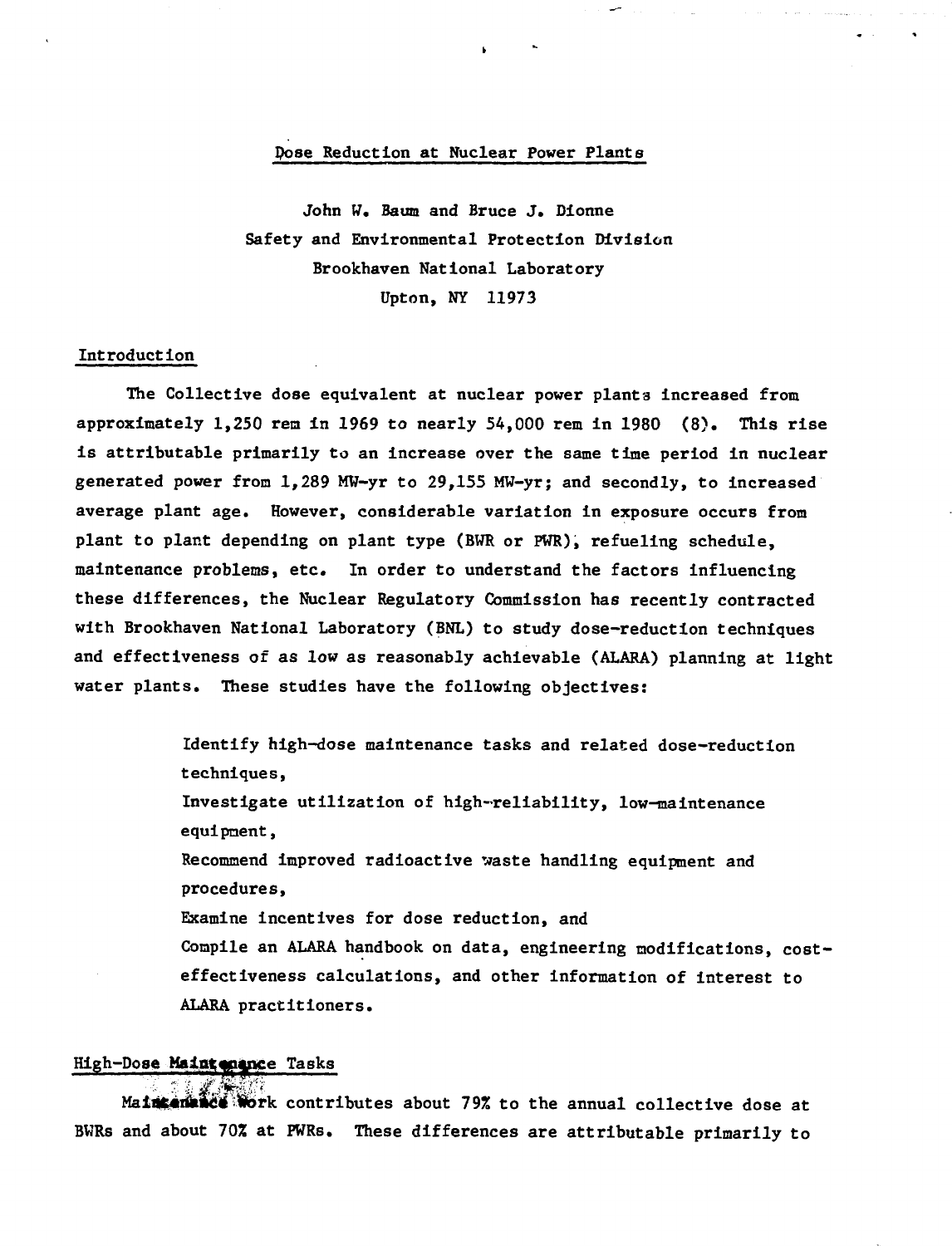# Dose Reduction at Nuclear Power Plants

John W. Baum and Bruce J. Dionne
Safety and Environmental Protection Division
Brookhaven National Laboratory
Upton, NY 11973

## Introduction

The Collective dose equivalent at nuclear power plants increased from approximately 1,250 rem in 1969 to nearly 54,000 rem in 1980 (8). This rise is attributable primarily to an increase over the same time period in nuclear generated power from 1,289 MW-yr to 29,155 MW-yr; and secondly, to increased average plant age. However, considerable variation in exposure occurs from plant to plant depending on plant type (BWR or PWR), refueling schedule, maintenance problems, etc. In order to understand the factors influencing these differences, the Nuclear Regulatory Commission has recently contracted with Brookhaven National Laboratory (BNL) to study dose-reduction techniques and effectiveness of as low as reasonably achievable (ALARA) planning at light water plants. These studies have the following objectives:

- Identify high-dose maintenance tasks and related dose-reduction techniques,
- Investigate utilization of high-reliability, low-maintenance equipment,
- Recommend improved radioactive waste handling equipment and procedures,
- Examine incentives for dose reduction, and
- Compile an ALARA handbook on data, engineering modifications, cost-effectiveness calculations, and other information of interest to ALARA practitioners.

## High-Dose Maintenance Tasks

Maintenance work contributes about 79% to the annual collective dose at BWRs and about 70% at PWRs. These differences are attributable primarily to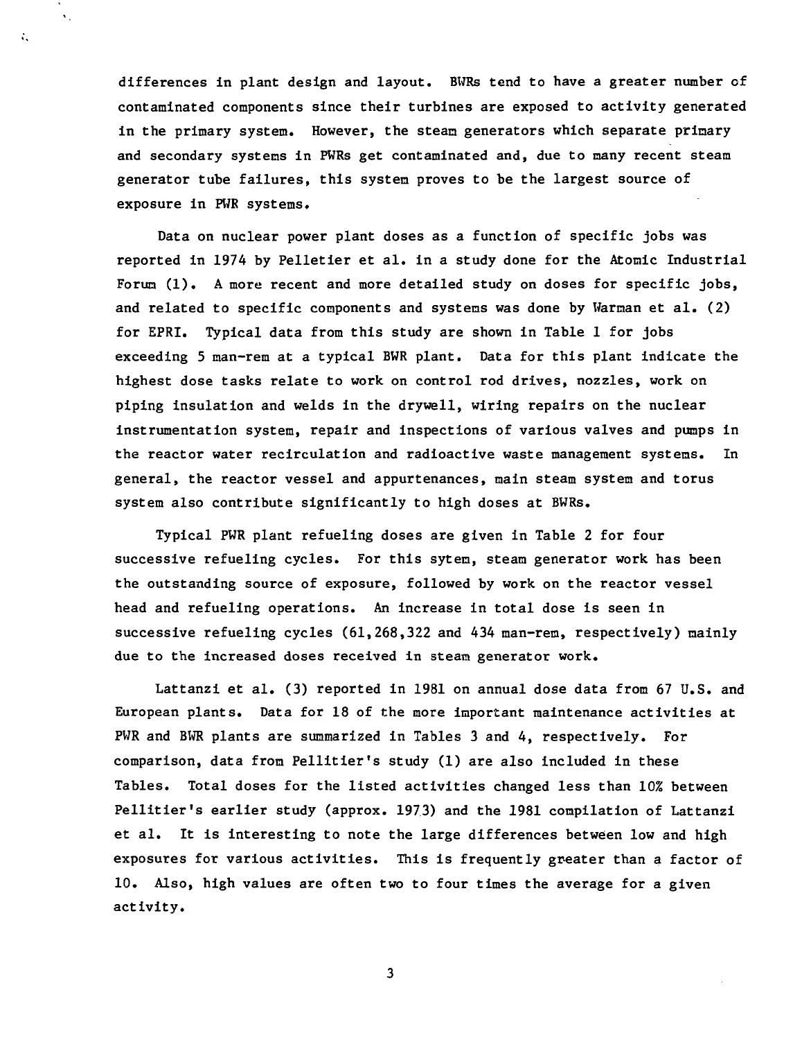differences in plant design and layout. BWRs tend to have a greater number of contaminated components since their turbines are exposed to activity generated in the primary system. However, the steam generators which separate primary and secondary systems in PWRs get contaminated and, due to many recent steam generator tube failures, this system proves to be the largest source of exposure in PWR systems.

Data on nuclear power plant doses as a function of specific jobs was reported in 1974 by Pelletier et al. in a study done for the Atomic Industrial Forum (1). A more recent and more detailed study on doses for specific jobs, and related to specific components and systems was done by Warman et al. (2) for EPRI. Typical data from this study are shown in Table 1 for jobs exceeding 5 man-rem at a typical BWR plant. Data for this plant indicate the highest dose tasks relate to work on control rod drives, nozzles, work on piping insulation and welds in the drywell, wiring repairs on the nuclear instrumentation system, repair and inspections of various valves and pumps in the reactor water recirculation and radioactive waste management systems. In general, the reactor vessel and appurtenances, main steam system and torus system also contribute significantly to high doses at BWRs.

Typical PWR plant refueling doses are given in Table 2 for four successive refueling cycles. For this sytem, steam generator work has been the outstanding source of exposure, followed by work on the reactor vessel head and refueling operations. An increase in total dose is seen in successive refueling cycles (61,268,322 and 434 man-rem, respectively) mainly due to the increased doses received in steam generator work.

Lattanzi et al. (3) reported in 1981 on annual dose data from 67 U.S. and European plants. Data for 18 of the more important maintenance activities at PWR and BWR plants are summarized in Tables 3 and 4, respectively. For comparison, data from Pellitier's study (1) are also included in these Tables. Total doses for the listed activities changed less than 10% between Pellitier's earlier study (approx. 1973) and the 1981 compilation of Lattanzi et al. It is interesting to note the large differences between low and high exposures for various activities. This is frequently greater than a factor of 10. Also, high values are often two to four times the average for a given activity.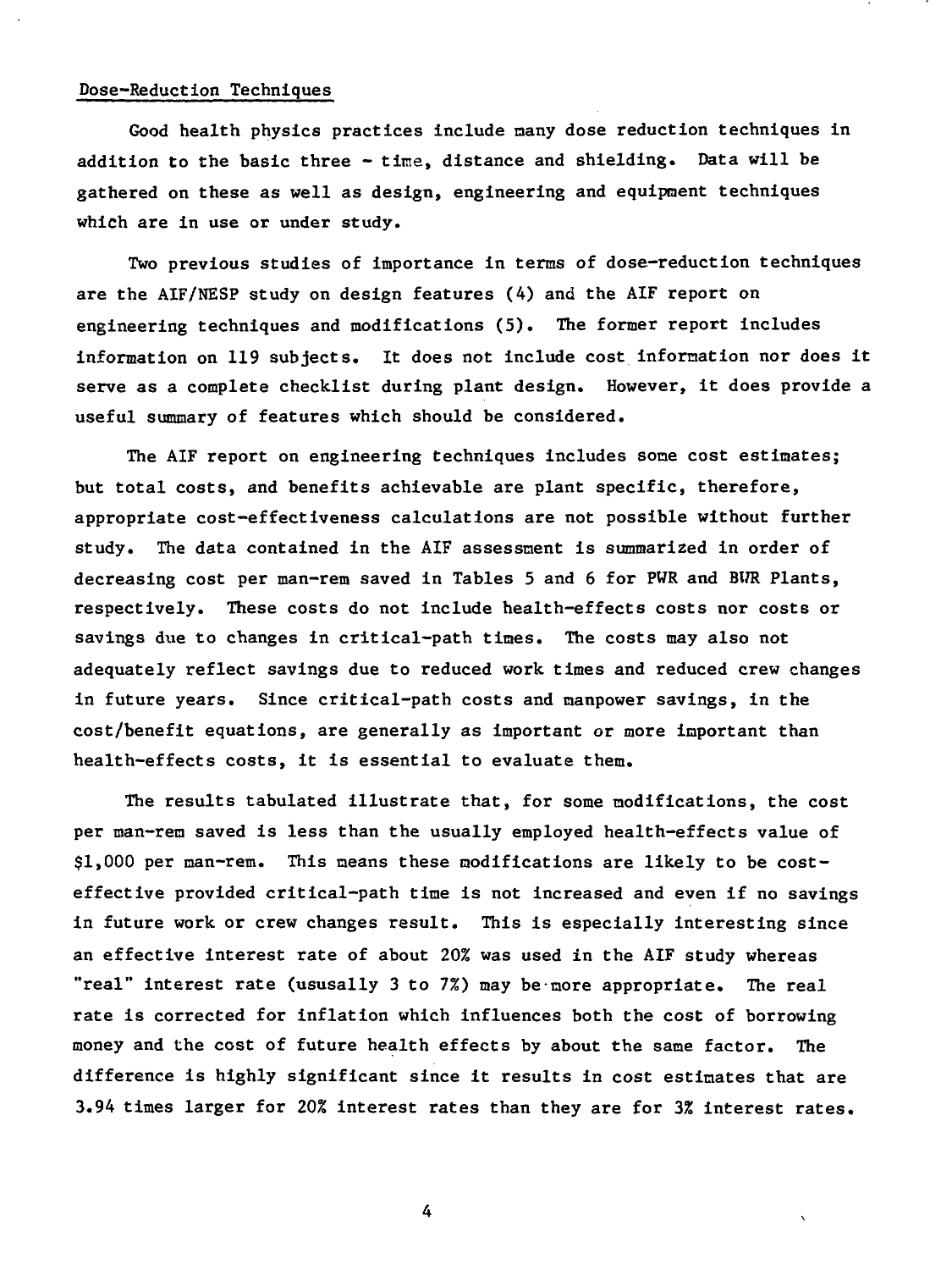## Dose-Reduction Techniques

Good health physics practices include many dose reduction techniques in addition to the basic three - time, distance and shielding. Data will be gathered on these as well as design, engineering and equipment techniques which are in use or under study.

Two previous studies of importance in terms of dose-reduction techniques are the AIF/NESP study on design features (4) and the AIF report on engineering techniques and modifications (5). The former report includes information on 119 subjects. It does not include cost information nor does it serve as a complete checklist during plant design. However, it does provide a useful summary of features which should be considered.

The AIF report on engineering techniques includes some cost estimates; but total costs, and benefits achievable are plant specific, therefore, appropriate cost-effectiveness calculations are not possible without further study. The data contained in the AIF assessment is summarized in order of decreasing cost per man-rem saved in Tables 5 and 6 for PWR and BWR Plants, respectively. These costs do not include health-effects costs nor costs or savings due to changes in critical-path times. The costs may also not adequately reflect savings due to reduced work times and reduced crew changes in future years. Since critical-path costs and manpower savings, in the cost/benefit equations, are generally as important or more important than health-effects costs, it is essential to evaluate them.

The results tabulated illustrate that, for some modifications, the cost per man-rem saved is less than the usually employed health-effects value of $1,000 per man-rem. This means these modifications are likely to be cost-effective provided critical-path time is not increased and even if no savings in future work or crew changes result. This is especially interesting since an effective interest rate of about 20% was used in the AIF study whereas "real" interest rate (ususally 3 to 7%) may be more appropriate. The real rate is corrected for inflation which influences both the cost of borrowing money and the cost of future health effects by about the same factor. The difference is highly significant since it results in cost estimates that are 3.94 times larger for 20% interest rates than they are for 3% interest rates.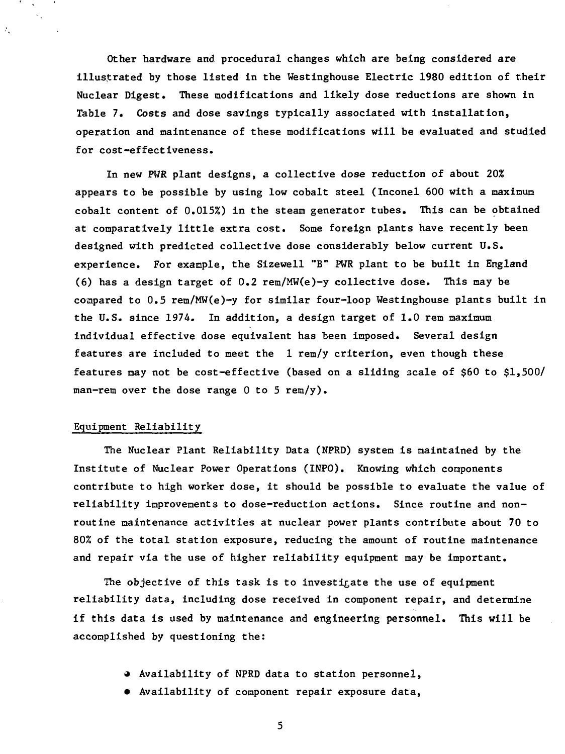Other hardware and procedural changes which are being considered are illustrated by those listed in the Westinghouse Electric 1980 edition of their Nuclear Digest. These modifications and likely dose reductions are shown in Table 7. Costs and dose savings typically associated with installation, operation and maintenance of these modifications will be evaluated and studied for cost-effectiveness.

In new PWR plant designs, a collective dose reduction of about 20% appears to be possible by using low cobalt steel (Inconel 600 with a maximum cobalt content of 0.015%) in the steam generator tubes. This can be obtained at comparatively little extra cost. Some foreign plants have recently been designed with predicted collective dose considerably below current U.S. experience. For example, the Sizewell "B" PWR plant to be built in England (6) has a design target of 0.2 rem/MW(e)-y collective dose. This may be compared to 0.5 rem/MW(e)-y for similar four-loop Westinghouse plants built in the U.S. since 1974. In addition, a design target of 1.0 rem maximum individual effective dose equivalent has been imposed. Several design features are included to meet the 1 rem/y criterion, even though these features may not be cost-effective (based on a sliding scale of $60 to $1,500/man-rem over the dose range 0 to 5 rem/y).

## Equipment Reliability

The Nuclear Plant Reliability Data (NPRD) system is maintained by the Institute of Nuclear Power Operations (INPO). Knowing which components contribute to high worker dose, it should be possible to evaluate the value of reliability improvements to dose-reduction actions. Since routine and non-routine maintenance activities at nuclear power plants contribute about 70 to 80% of the total station exposure, reducing the amount of routine maintenance and repair via the use of higher reliability equipment may be important.

The objective of this task is to investigate the use of equipment reliability data, including dose received in component repair, and determine if this data is used by maintenance and engineering personnel. This will be accomplished by questioning the:

- Availability of NPRD data to station personnel,
- Availability of component repair exposure data,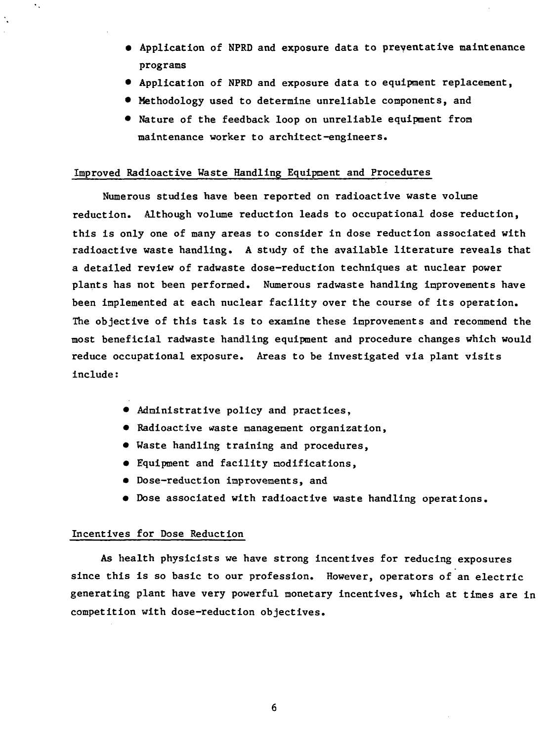- Application of NPRD and exposure data to preventative maintenance programs
- Application of NPRD and exposure data to equipment replacement,
- Methodology used to determine unreliable components, and
- Nature of the feedback loop on unreliable equipment from maintenance worker to architect-engineers.

## Improved Radioactive Waste Handling Equipment and Procedures

Numerous studies have been reported on radioactive waste volume reduction. Although volume reduction leads to occupational dose reduction, this is only one of many areas to consider in dose reduction associated with radioactive waste handling. A study of the available literature reveals that a detailed review of radwaste dose-reduction techniques at nuclear power plants has not been performed. Numerous radwaste handling improvements have been implemented at each nuclear facility over the course of its operation. The objective of this task is to examine these improvements and recommend the most beneficial radwaste handling equipment and procedure changes which would reduce occupational exposure. Areas to be investigated via plant visits include:

- Administrative policy and practices,
- Radioactive waste management organization,
- Waste handling training and procedures,
- Equipment and facility modifications,
- Dose-reduction improvements, and
- Dose associated with radioactive waste handling operations.

## Incentives for Dose Reduction

As health physicists we have strong incentives for reducing exposures since this is so basic to our profession. However, operators of an electric generating plant have very powerful monetary incentives, which at times are in competition with dose-reduction objectives.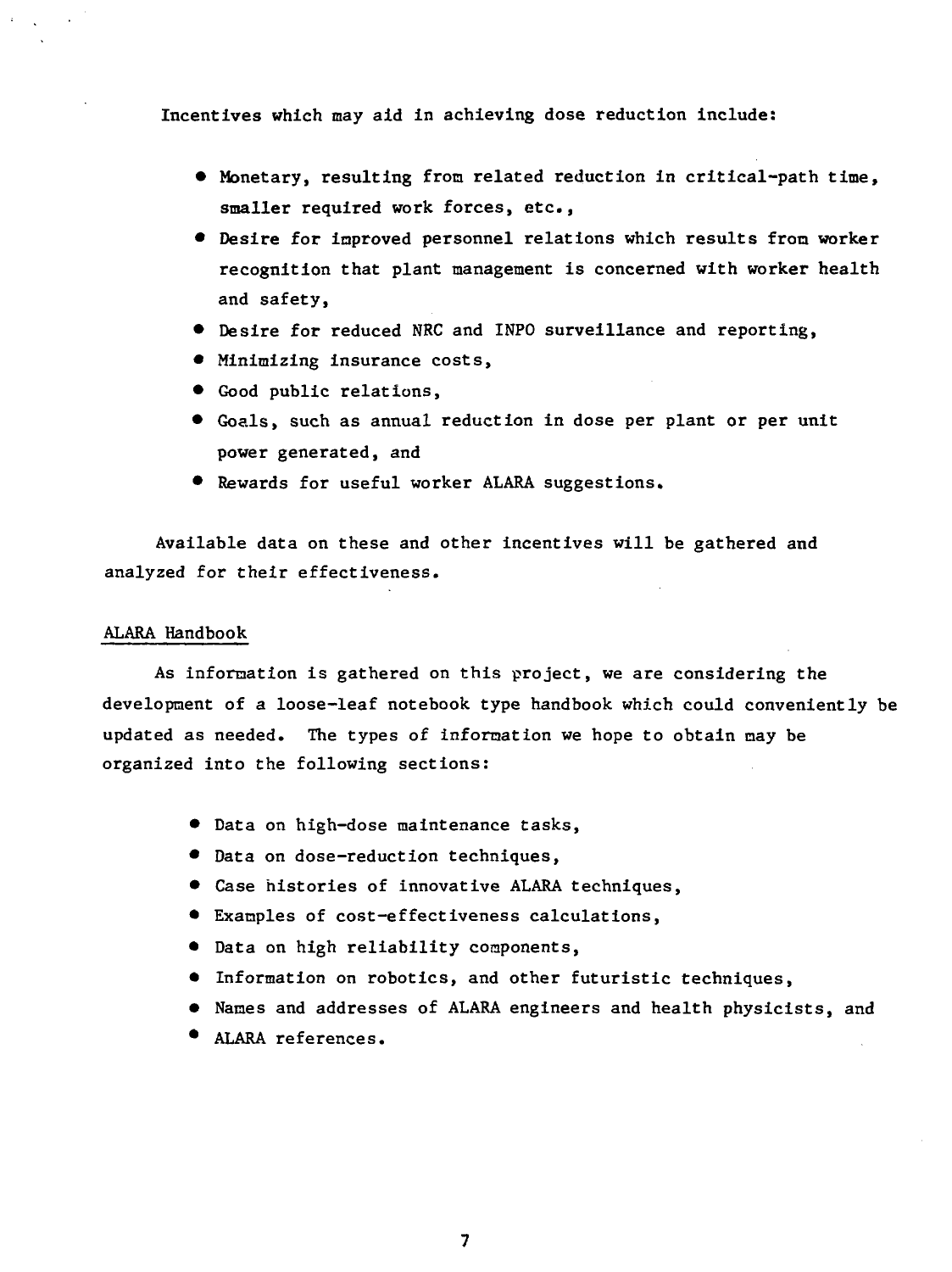Incentives which may aid in achieving dose reduction include:

- Monetary, resulting from related reduction in critical-path time, smaller required work forces, etc.,
- Desire for improved personnel relations which results from worker recognition that plant management is concerned with worker health and safety,
- Desire for reduced NRC and INPO surveillance and reporting,
- Minimizing insurance costs,
- Good public relations,
- Goals, such as annual reduction in dose per plant or per unit power generated, and
- Rewards for useful worker ALARA suggestions.

Available data on these and other incentives will be gathered and analyzed for their effectiveness.

## ALARA Handbook

As information is gathered on this project, we are considering the development of a loose-leaf notebook type handbook which could conveniently be updated as needed. The types of information we hope to obtain may be organized into the following sections:

- Data on high-dose maintenance tasks,
- Data on dose-reduction techniques,
- Case histories of innovative ALARA techniques,
- Examples of cost-effectiveness calculations,
- Data on high reliability components,
- Information on robotics, and other futuristic techniques,
- Names and addresses of ALARA engineers and health physicists, and
- ALARA references.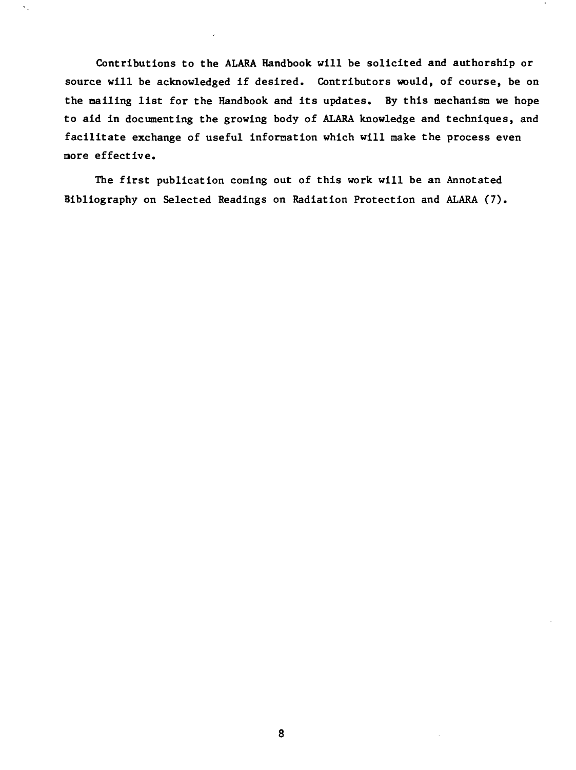Contributions to the ALARA Handbook will be solicited and authorship or source will be acknowledged if desired. Contributors would, of course, be on the mailing list for the Handbook and its updates. By this mechanism we hope to aid in documenting the growing body of ALARA knowledge and techniques, and facilitate exchange of useful information which will make the process even more effective.

The first publication coming out of this work will be an Annotated Bibliography on Selected Readings on Radiation Protection and ALARA (7).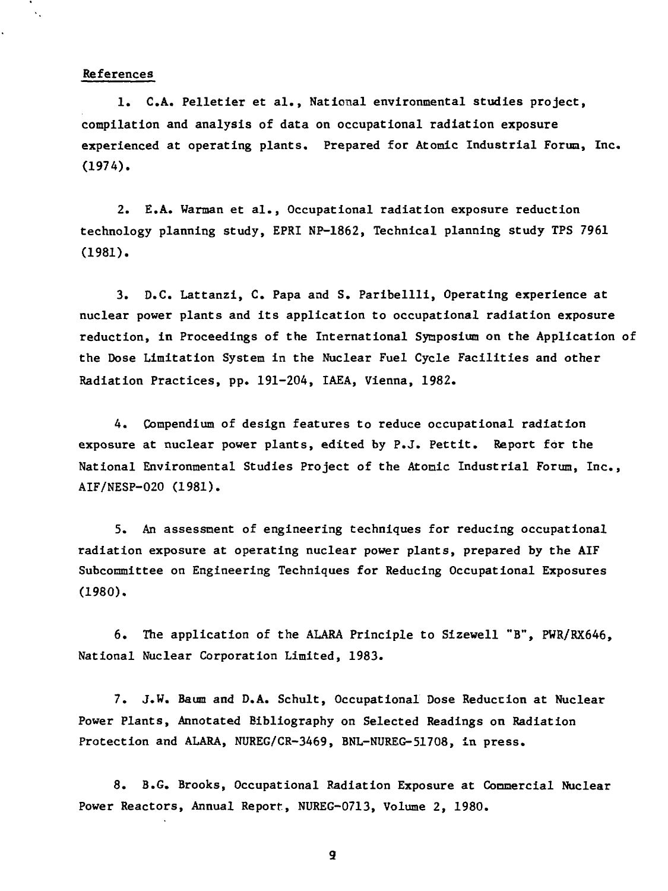## References

1. C.A. Pelletier et al., National environmental studies project, compilation and analysis of data on occupational radiation exposure experienced at operating plants. Prepared for Atomic Industrial Forum, Inc. (1974).

2. E.A. Warman et al., Occupational radiation exposure reduction technology planning study, EPRI NP-1862, Technical planning study TPS 7961 (1981).

3. D.C. Lattanzi, C. Papa and S. Paribellli, Operating experience at nuclear power plants and its application to occupational radiation exposure reduction, in Proceedings of the International Symposium on the Application of the Dose Limitation System in the Nuclear Fuel Cycle Facilities and other Radiation Practices, pp. 191-204, IAEA, Vienna, 1982.

4. Compendium of design features to reduce occupational radiation exposure at nuclear power plants, edited by P.J. Pettit. Report for the National Environmental Studies Project of the Atomic Industrial Forum, Inc., AIF/NESP-020 (1981).

5. An assessment of engineering techniques for reducing occupational radiation exposure at operating nuclear power plants, prepared by the AIF Subcommittee on Engineering Techniques for Reducing Occupational Exposures (1980).

6. The application of the ALARA Principle to Sizewell "B", PWR/RX646, National Nuclear Corporation Limited, 1983.

7. J.W. Baum and D.A. Schult, Occupational Dose Reduction at Nuclear Power Plants, Annotated Bibliography on Selected Readings on Radiation Protection and ALARA, NUREG/CR-3469, BNL-NUREG-51708, in press.

8. B.G. Brooks, Occupational Radiation Exposure at Commercial Nuclear Power Reactors, Annual Report, NUREG-0713, Volume 2, 1980.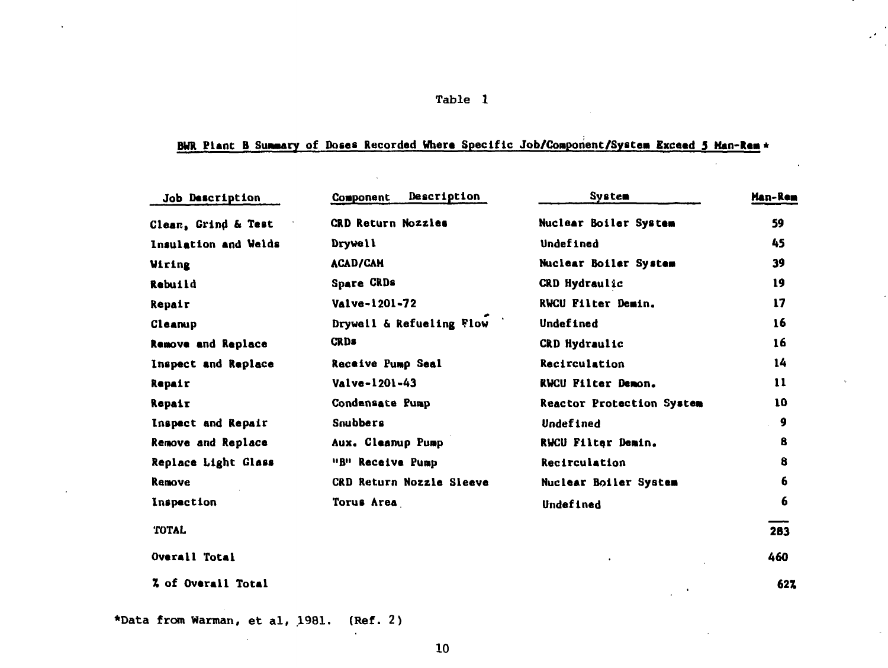Table 1

**BWR Plant B Summary of Doses Recorded Where Specific Job/Component/System Exceed 5 Man-Rem ***

| Job Description | Component Description | System | Man-Rem |
|---|---|---|---|
| Clean, Grind & Test | CRD Return Nozzles | Nuclear Boiler System | 59 |
| Insulation and Welds | Drywell | Undefined | 45 |
| Wiring | ACAD/CAM | Nuclear Boiler System | 39 |
| Rebuild | Spare CRDs | CRD Hydraulic | 19 |
| Repair | Valve-1201-72 | RWCU Filter Demin. | 17 |
| Cleanup | Drywell & Refueling Flow | Undefined | 16 |
| Remove and Replace | CRDs | CRD Hydraulic | 16 |
| Inspect and Replace | Receive Pump Seal | Recirculation | 14 |
| Repair | Valve-1201-43 | RWCU Filter Demon. | 11 |
| Repair | Condensate Pump | Reactor Protection System | 10 |
| Inspect and Repair | Snubbers | Undefined | 9 |
| Remove and Replace | Aux. Cleanup Pump | RWCU Filter Demin. | 8 |
| Replace Light Glass | "B" Receive Pump | Recirculation | 8 |
| Remove | CRD Return Nozzle Sleeve | Nuclear Boiler System | 6 |
| Inspection | Torus Area | Undefined | 6 |
| TOTAL | | | 283 |
| Overall Total | | | 460 |
| % of Overall Total | | | 62% |

*Data from Warman, et al, 1981. (Ref. 2)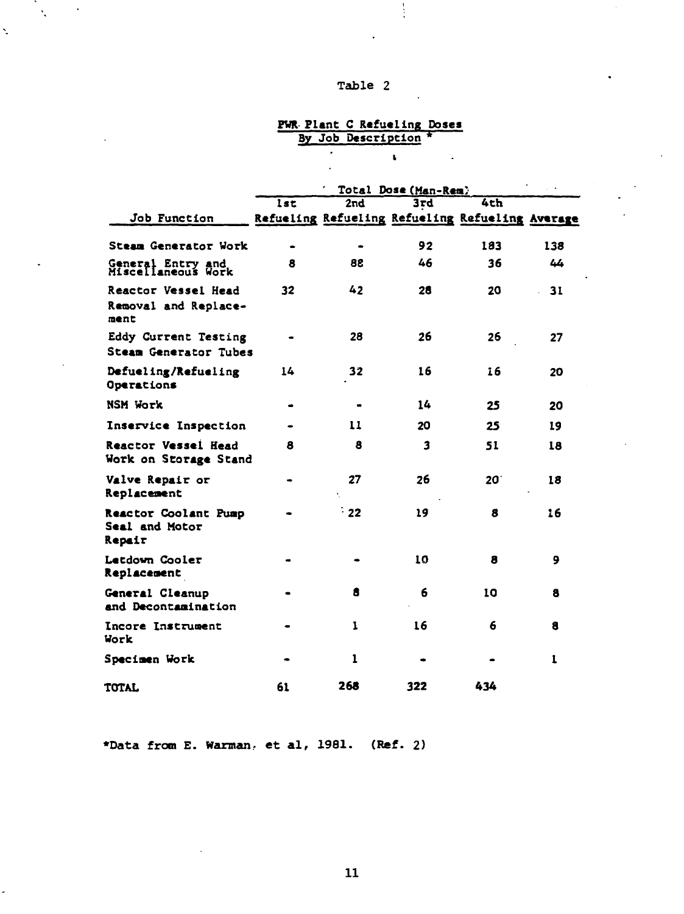Table 2

PWR Plant C Refueling Doses
By Job Description *

| Job Function | Total Dose (Man-Rem) | | | | |
|---|---|---|---|---|---|
| | 1st Refueling | 2nd Refueling | 3rd Refueling | 4th Refueling | Average |
| Steam Generator Work | - | - | 92 | 183 | 138 |
| General Entry and Miscellaneous Work | 8 | 88 | 46 | 36 | 44 |
| Reactor Vessel Head Removal and Replacement | 32 | 42 | 28 | 20 | 31 |
| Eddy Current Testing Steam Generator Tubes | - | 28 | 26 | 26 | 27 |
| Defueling/Refueling Operations | 14 | 32 | 16 | 16 | 20 |
| NSM Work | - | - | 14 | 25 | 20 |
| Inservice Inspection | - | 11 | 20 | 25 | 19 |
| Reactor Vessel Head Work on Storage Stand | 8 | 8 | 3 | 51 | 18 |
| Valve Repair or Replacement | - | 27 | 26 | 20 | 18 |
| Reactor Coolant Pump Seal and Motor Repair | - | 22 | 19 | 8 | 16 |
| Letdown Cooler Replacement | - | - | 10 | 8 | 9 |
| General Cleanup and Decontamination | - | 8 | 6 | 10 | 8 |
| Incore Instrument Work | - | 1 | 16 | 6 | 8 |
| Specimen Work | - | 1 | - | - | 1 |
| TOTAL | 61 | 268 | 322 | 434 | |

*Data from E. Warman, et al, 1981. (Ref. 2)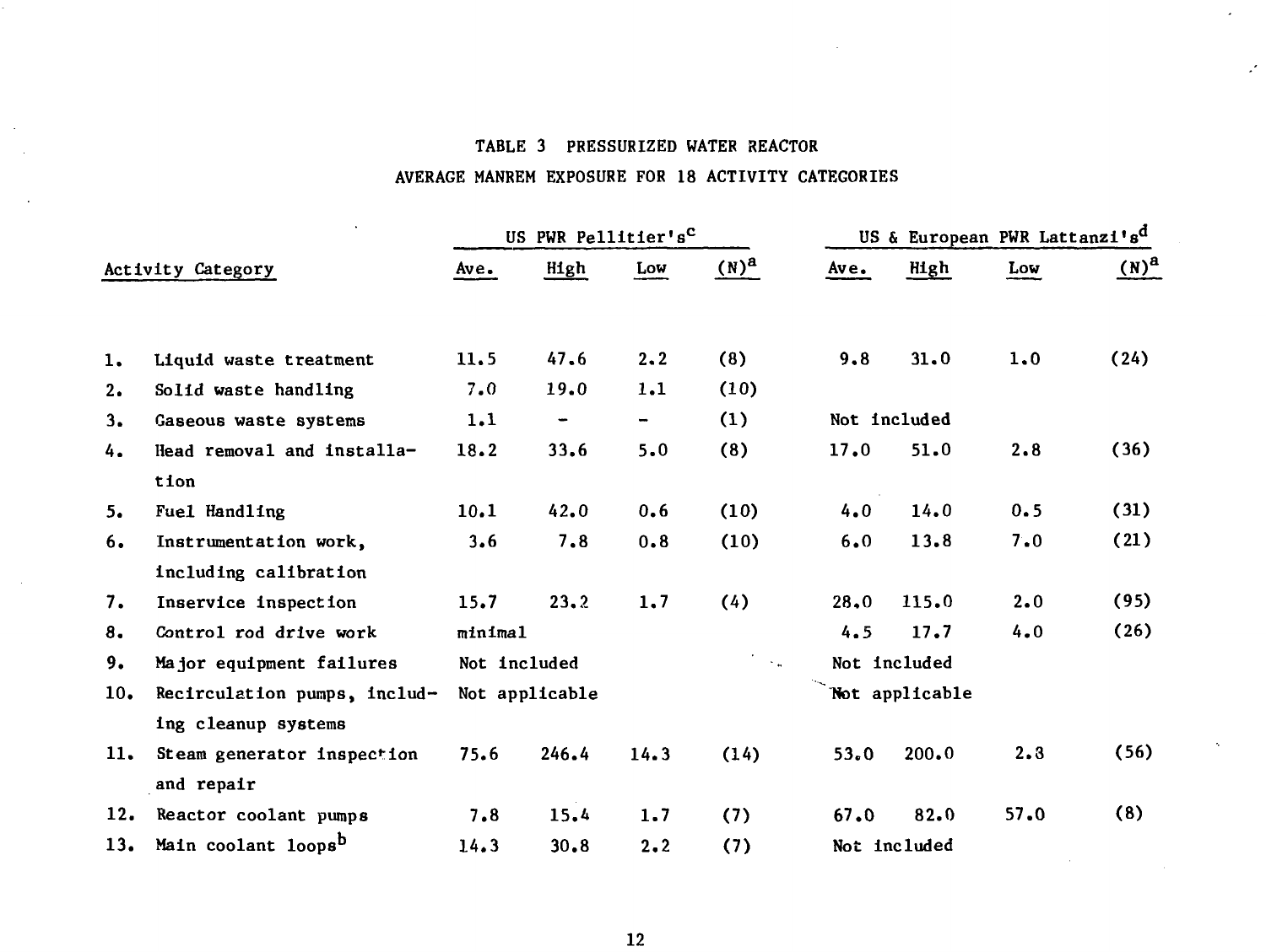# TABLE 3 PRESSURIZED WATER REACTOR

## AVERAGE MANREM EXPOSURE FOR 18 ACTIVITY CATEGORIES

| Activity Category | US PWR Pellitier's[c] | | | | US & European PWR Lattanzi's[d] | | | |
|---|---|---|---|---|---|---|---|---|
| | Ave. | High | Low | (N)[a] | Ave. | High | Low | (N)[a] |
| 1. Liquid waste treatment | 11.5 | 47.6 | 2.2 | (8) | 9.8 | 31.0 | 1.0 | (24) |
| 2. Solid waste handling | 7.0 | 19.0 | 1.1 | (10) | | | | |
| 3. Gaseous waste systems | 1.1 | - | - | (1) | Not included | | | |
| 4. Head removal and installation | 18.2 | 33.6 | 5.0 | (8) | 17.0 | 51.0 | 2.8 | (36) |
| 5. Fuel Handling | 10.1 | 42.0 | 0.6 | (10) | 4.0 | 14.0 | 0.5 | (31) |
| 6. Instrumentation work, including calibration | 3.6 | 7.8 | 0.8 | (10) | 6.0 | 13.8 | 7.0 | (21) |
| 7. Inservice inspection | 15.7 | 23.2 | 1.7 | (4) | 28.0 | 115.0 | 2.0 | (95) |
| 8. Control rod drive work | minimal | | | | 4.5 | 17.7 | 4.0 | (26) |
| 9. Major equipment failures | Not included | | | | Not included | | | |
| 10. Recirculation pumps, including cleanup systems | Not applicable | | | | Not applicable | | | |
| 11. Steam generator inspection and repair | 75.6 | 246.4 | 14.3 | (14) | 53.0 | 200.0 | 2.3 | (56) |
| 12. Reactor coolant pumps | 7.8 | 15.4 | 1.7 | (7) | 67.0 | 82.0 | 57.0 | (8) |
| 13. Main coolant loops[b] | 14.3 | 30.8 | 2.2 | (7) | Not included | | | |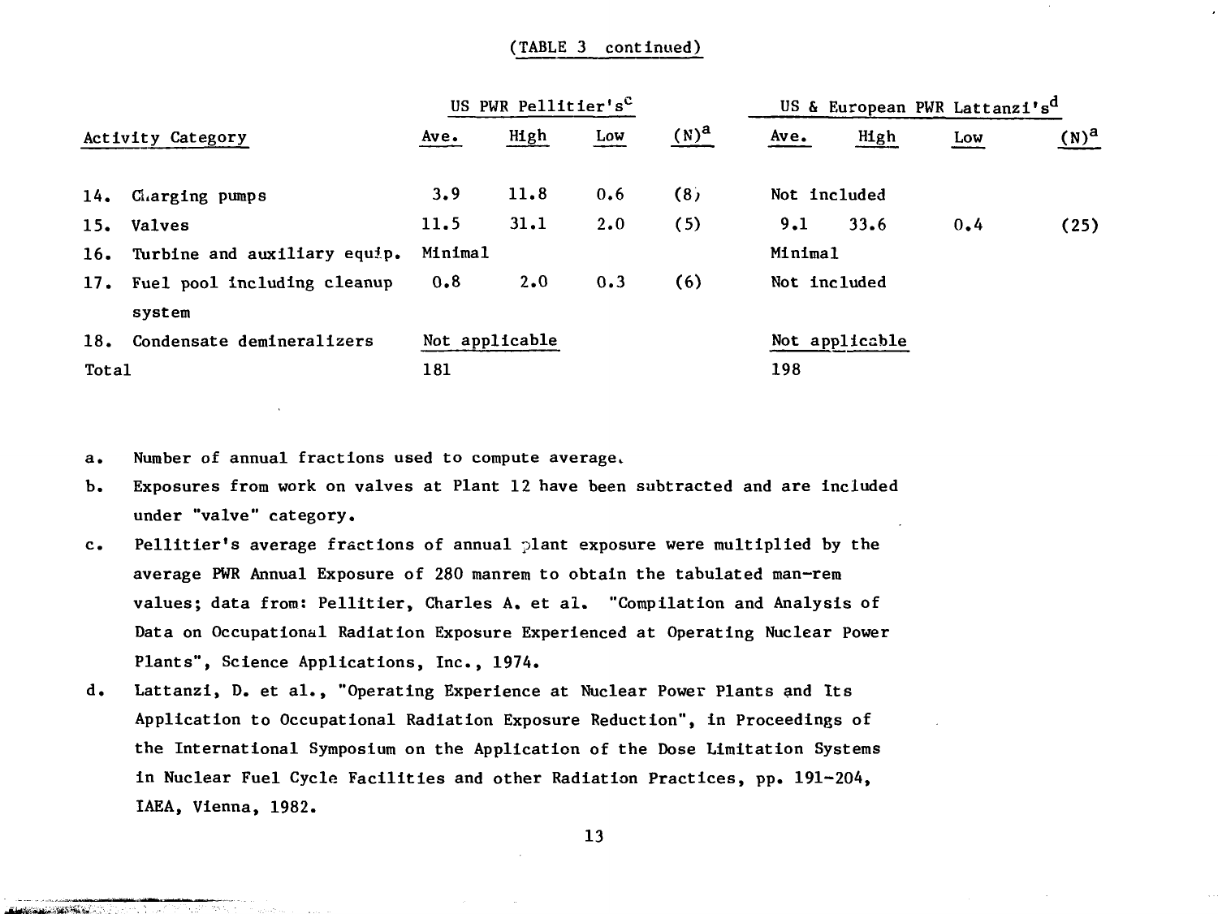(TABLE 3 continued)

| Activity Category | US PWR Pellitier's[c] | | | | US & European PWR Lattanzi's[d] | | | |
|---|---|---|---|---|---|---|---|---|
| | Ave. | High | Low | (N)[a] | Ave. | High | Low | (N)[a] |
| 14. Charging pumps | 3.9 | 11.8 | 0.6 | (8) | Not included | | | |
| 15. Valves | 11.5 | 31.1 | 2.0 | (5) | 9.1 | 33.6 | 0.4 | (25) |
| 16. Turbine and auxiliary equip. | Minimal | | | | Minimal | | | |
| 17. Fuel pool including cleanup system | 0.8 | 2.0 | 0.3 | (6) | Not included | | | |
| 18. Condensate demineralizers | Not applicable | | | | Not applicable | | | |
| Total | 181 | | | | 198 | | | |

a. Number of annual fractions used to compute average.

b. Exposures from work on valves at Plant 12 have been subtracted and are included under "valve" category.

c. Pellitier's average fractions of annual plant exposure were multiplied by the average PWR Annual Exposure of 280 manrem to obtain the tabulated man-rem values; data from: Pellitier, Charles A. et al. "Compilation and Analysis of Data on Occupational Radiation Exposure Experienced at Operating Nuclear Power Plants", Science Applications, Inc., 1974.

d. Lattanzi, D. et al., "Operating Experience at Nuclear Power Plants and Its Application to Occupational Radiation Exposure Reduction", in Proceedings of the International Symposium on the Application of the Dose Limitation Systems in Nuclear Fuel Cycle Facilities and other Radiation Practices, pp. 191-204, IAEA, Vienna, 1982.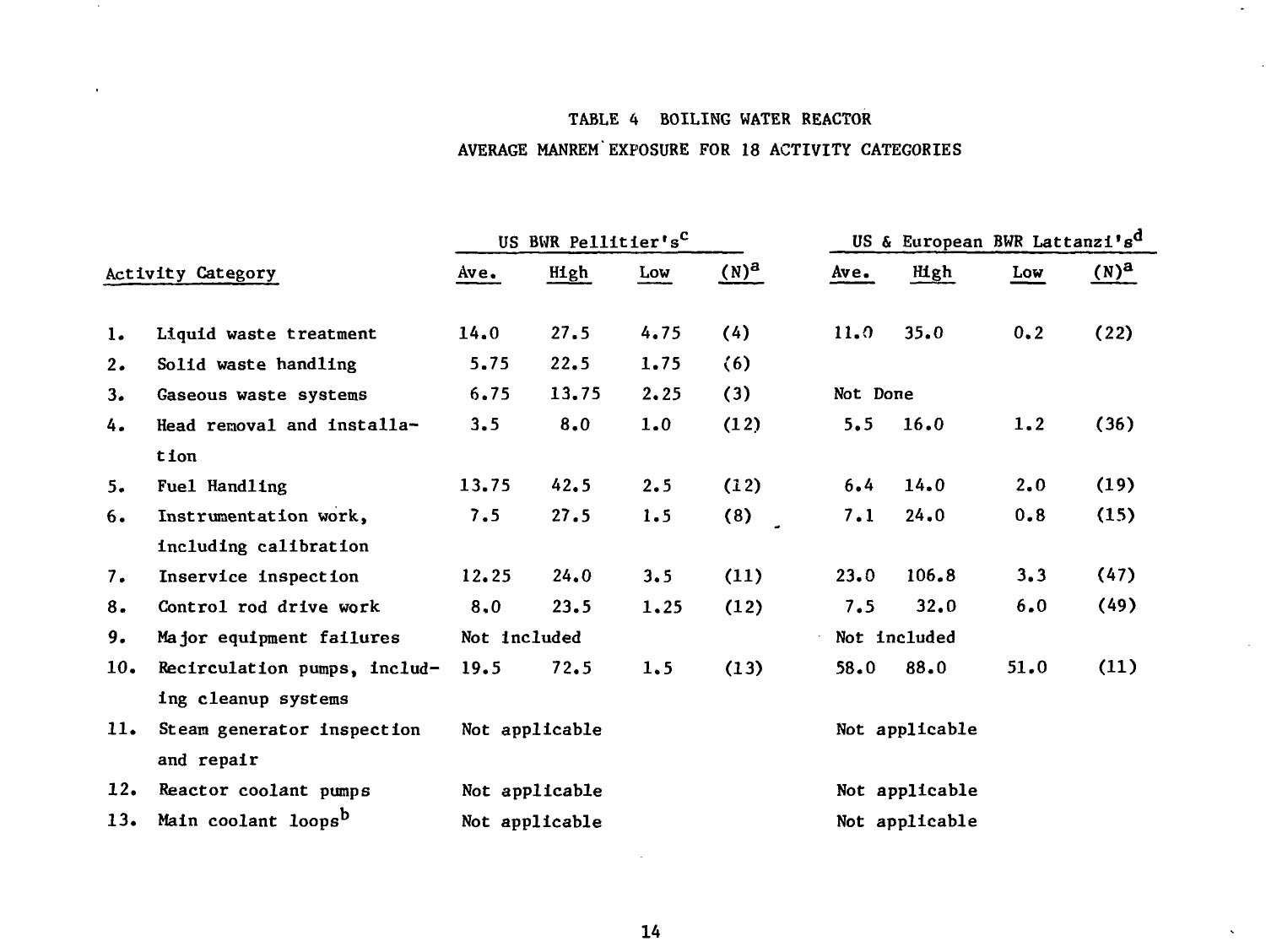TABLE 4 BOILING WATER REACTOR

AVERAGE MANREM EXPOSURE FOR 18 ACTIVITY CATEGORIES

| Activity Category | US BWR Pellitier's[c] | | | | US & European BWR Lattanzi's[d] | | | |
|---|---|---|---|---|---|---|---|---|
| | Ave. | High | Low | (N)[a] | Ave. | High | Low | (N)[a] |
| 1. Liquid waste treatment | 14.0 | 27.5 | 4.75 | (4) | 11.0 | 35.0 | 0.2 | (22) |
| 2. Solid waste handling | 5.75 | 22.5 | 1.75 | (6) | | | | |
| 3. Gaseous waste systems | 6.75 | 13.75 | 2.25 | (3) | Not Done | | | |
| 4. Head removal and installation | 3.5 | 8.0 | 1.0 | (12) | 5.5 | 16.0 | 1.2 | (36) |
| 5. Fuel Handling | 13.75 | 42.5 | 2.5 | (12) | 6.4 | 14.0 | 2.0 | (19) |
| 6. Instrumentation work, including calibration | 7.5 | 27.5 | 1.5 | (8) | 7.1 | 24.0 | 0.8 | (15) |
| 7. Inservice inspection | 12.25 | 24.0 | 3.5 | (11) | 23.0 | 106.8 | 3.3 | (47) |
| 8. Control rod drive work | 8.0 | 23.5 | 1.25 | (12) | 7.5 | 32.0 | 6.0 | (49) |
| 9. Major equipment failures | Not included | | | | Not included | | | |
| 10. Recirculation pumps, including cleanup systems | 19.5 | 72.5 | 1.5 | (13) | 58.0 | 88.0 | 51.0 | (11) |
| 11. Steam generator inspection and repair | Not applicable | | | | Not applicable | | | |
| 12. Reactor coolant pumps | Not applicable | | | | Not applicable | | | |
| 13. Main coolant loops[b] | Not applicable | | | | Not applicable | | | |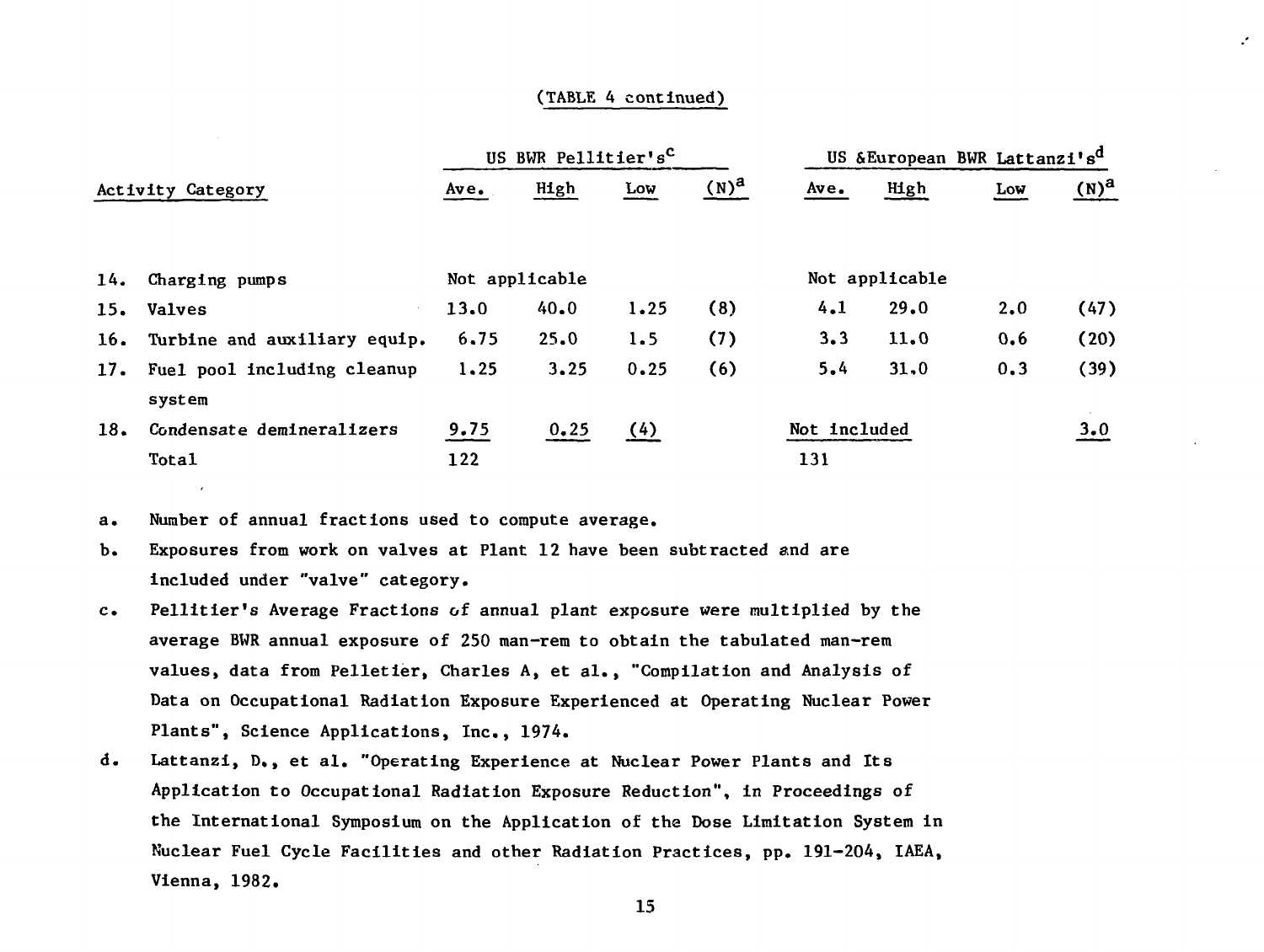(TABLE 4 continued)

| Activity Category | US BWR Pellitier's[c] | | | | US &European BWR Lattanzi's[d] | | | |
|---|---|---|---|---|---|---|---|---|
| | Ave. | High | Low | (N)[a] | Ave. | High | Low | (N)[a] |
| 14. Charging pumps | Not applicable | | | | Not applicable | | | |
| 15. Valves | 13.0 | 40.0 | 1.25 | (8) | 4.1 | 29.0 | 2.0 | (47) |
| 16. Turbine and auxiliary equip. | 6.75 | 25.0 | 1.5 | (7) | 3.3 | 11.0 | 0.6 | (20) |
| 17. Fuel pool including cleanup system | 1.25 | 3.25 | 0.25 | (6) | 5.4 | 31.0 | 0.3 | (39) |
| 18. Condensate demineralizers | 9.75 | 0.25 | (4) | | Not included | | | 3.0 |
| Total | 122 | | | | 131 | | | |

a. Number of annual fractions used to compute average.

b. Exposures from work on valves at Plant 12 have been subtracted and are included under "valve" category.

c. Pellitier's Average Fractions of annual plant exposure were multiplied by the average BWR annual exposure of 250 man-rem to obtain the tabulated man-rem values, data from Pelletier, Charles A, et al., "Compilation and Analysis of Data on Occupational Radiation Exposure Experienced at Operating Nuclear Power Plants", Science Applications, Inc., 1974.

d. Lattanzi, D., et al. "Operating Experience at Nuclear Power Plants and Its Application to Occupational Radiation Exposure Reduction", in Proceedings of the International Symposium on the Application of the Dose Limitation System in Nuclear Fuel Cycle Facilities and other Radiation Practices, pp. 191-204, IAEA, Vienna, 1982.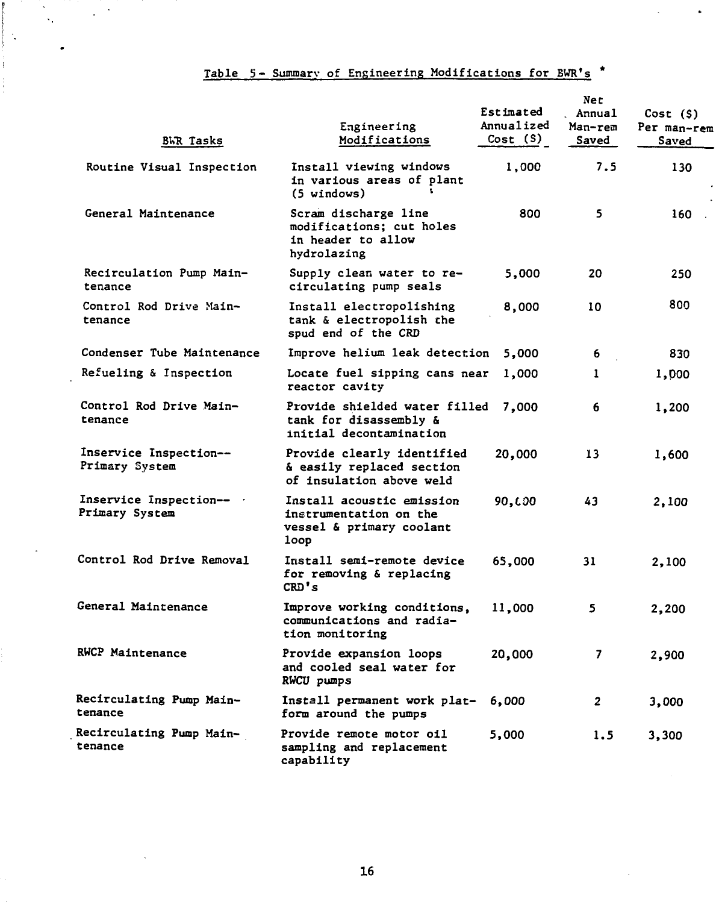Table 5 - Summary of Engineering Modifications for BWR's *

| BWR Tasks | Engineering Modifications | Estimated Annualized Cost ($) | Net Annual Man-rem Saved | Cost ($) Per man-rem Saved |
|---|---|---|---|---|
| Routine Visual Inspection | Install viewing windows in various areas of plant (5 windows) | 1,000 | 7.5 | 130 |
| General Maintenance | Scram discharge line modifications; cut holes in header to allow hydrolazing | 800 | 5 | 160 |
| Recirculation Pump Maintenance | Supply clean water to recirculating pump seals | 5,000 | 20 | 250 |
| Control Rod Drive Maintenance | Install electropolishing tank & electropolish the spud end of the CRD | 8,000 | 10 | 800 |
| Condenser Tube Maintenance | Improve helium leak detection | 5,000 | 6 | 830 |
| Refueling & Inspection | Locate fuel sipping cans near reactor cavity | 1,000 | 1 | 1,000 |
| Control Rod Drive Maintenance | Provide shielded water filled tank for disassembly & initial decontamination | 7,000 | 6 | 1,200 |
| Inservice Inspection--Primary System | Provide clearly identified & easily replaced section of insulation above weld | 20,000 | 13 | 1,600 |
| Inservice Inspection--Primary System | Install acoustic emission instrumentation on the vessel & primary coolant loop | 90,000 | 43 | 2,100 |
| Control Rod Drive Removal | Install semi-remote device for removing & replacing CRD's | 65,000 | 31 | 2,100 |
| General Maintenance | Improve working conditions, communications and radiation monitoring | 11,000 | 5 | 2,200 |
| RWCP Maintenance | Provide expansion loops and cooled seal water for RWCU pumps | 20,000 | 7 | 2,900 |
| Recirculating Pump Maintenance | Install permanent work platform around the pumps | 6,000 | 2 | 3,000 |
| Recirculating Pump Maintenance | Provide remote motor oil sampling and replacement capability | 5,000 | 1.5 | 3,300 |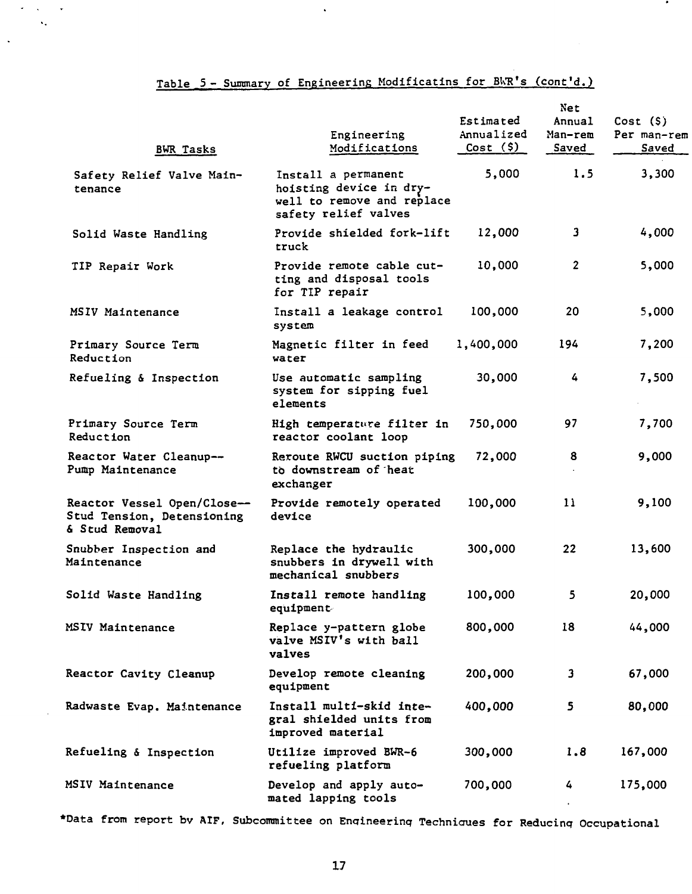Table 5 - Summary of Engineering Modificatins for BWR's (cont'd.)

| BWR Tasks | Engineering Modifications | Estimated Annualized Cost ($) | Net Annual Man-rem Saved | Cost ($) Per man-rem Saved |
|---|---|---|---|---|
| Safety Relief Valve Maintenance | Install a permanent hoisting device in drywell to remove and replace safety relief valves | 5,000 | 1.5 | 3,300 |
| Solid Waste Handling | Provide shielded fork-lift truck | 12,000 | 3 | 4,000 |
| TIP Repair Work | Provide remote cable cutting and disposal tools for TIP repair | 10,000 | 2 | 5,000 |
| MSIV Maintenance | Install a leakage control system | 100,000 | 20 | 5,000 |
| Primary Source Term Reduction | Magnetic filter in feed water | 1,400,000 | 194 | 7,200 |
| Refueling & Inspection | Use automatic sampling system for sipping fuel elements | 30,000 | 4 | 7,500 |
| Primary Source Term Reduction | High temperature filter in reactor coolant loop | 750,000 | 97 | 7,700 |
| Reactor Water Cleanup-- Pump Maintenance | Reroute RWCU suction piping to downstream of heat exchanger | 72,000 | 8 | 9,000 |
| Reactor Vessel Open/Close-- Stud Tension, Detensioning & Stud Removal | Provide remotely operated device | 100,000 | 11 | 9,100 |
| Snubber Inspection and Maintenance | Replace the hydraulic snubbers in drywell with mechanical snubbers | 300,000 | 22 | 13,600 |
| Solid Waste Handling | Install remote handling equipment | 100,000 | 5 | 20,000 |
| MSIV Maintenance | Replace y-pattern globe valve MSIV's with ball valves | 800,000 | 18 | 44,000 |
| Reactor Cavity Cleanup | Develop remote cleaning equipment | 200,000 | 3 | 67,000 |
| Radwaste Evap. Maintenance | Install multi-skid integral shielded units from improved material | 400,000 | 5 | 80,000 |
| Refueling & Inspection | Utilize improved BWR-6 refueling platform | 300,000 | 1.8 | 167,000 |
| MSIV Maintenance | Develop and apply automated lapping tools | 700,000 | 4 | 175,000 |

*Data from report by AIF, Subcommittee on Engineering Techniques for Reducing Occupational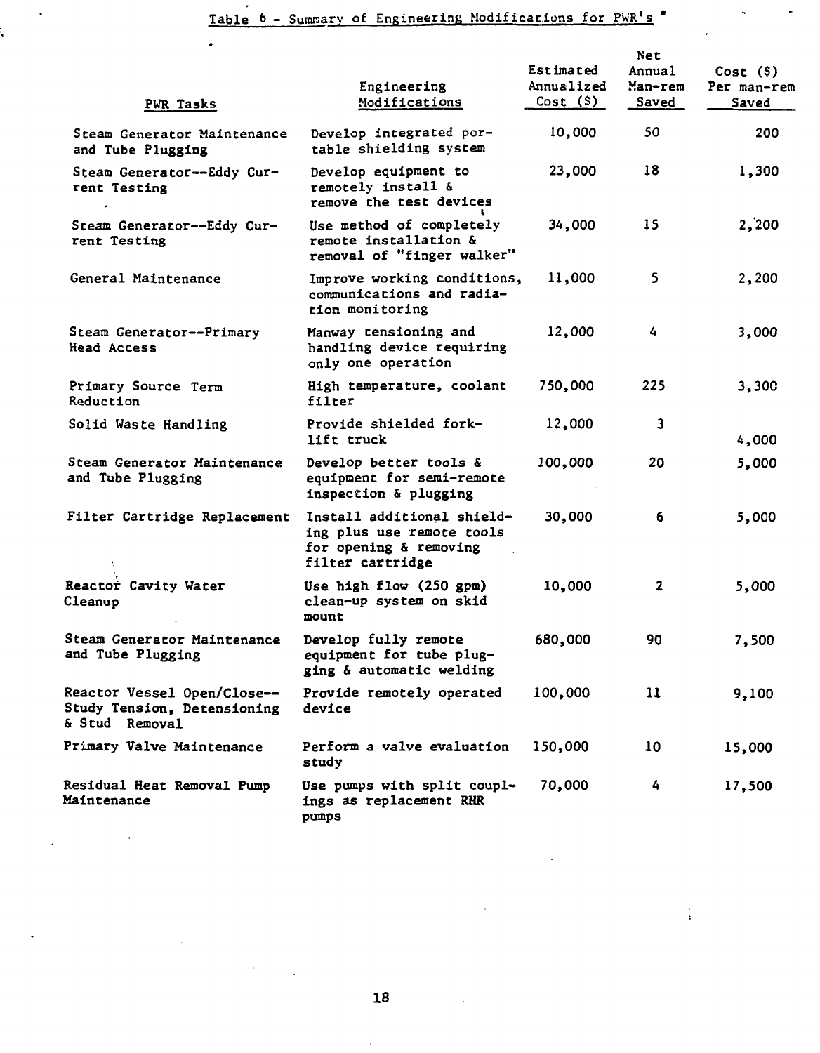Table 6 - Summary of Engineering Modifications for PWR's *

| PWR Tasks | Engineering Modifications | Estimated Annualized Cost ($) | Net Annual Man-rem Saved | Cost ($) Per man-rem Saved |
|---|---|---|---|---|
| Steam Generator Maintenance and Tube Plugging | Develop integrated portable shielding system | 10,000 | 50 | 200 |
| Steam Generator--Eddy Current Testing | Develop equipment to remotely install & remove the test devices | 23,000 | 18 | 1,300 |
| Steam Generator--Eddy Current Testing | Use method of completely remote installation & removal of "finger walker" | 34,000 | 15 | 2,200 |
| General Maintenance | Improve working conditions, communications and radiation monitoring | 11,000 | 5 | 2,200 |
| Steam Generator--Primary Head Access | Manway tensioning and handling device requiring only one operation | 12,000 | 4 | 3,000 |
| Primary Source Term Reduction | High temperature, coolant filter | 750,000 | 225 | 3,300 |
| Solid Waste Handling | Provide shielded fork-lift truck | 12,000 | 3 | 4,000 |
| Steam Generator Maintenance and Tube Plugging | Develop better tools & equipment for semi-remote inspection & plugging | 100,000 | 20 | 5,000 |
| Filter Cartridge Replacement | Install additional shielding plus use remote tools for opening & removing filter cartridge | 30,000 | 6 | 5,000 |
| Reactor Cavity Water Cleanup | Use high flow (250 gpm) clean-up system on skid mount | 10,000 | 2 | 5,000 |
| Steam Generator Maintenance and Tube Plugging | Develop fully remote equipment for tube plugging & automatic welding | 680,000 | 90 | 7,500 |
| Reactor Vessel Open/Close--Study Tension, Detensioning & Stud Removal | Provide remotely operated device | 100,000 | 11 | 9,100 |
| Primary Valve Maintenance | Perform a valve evaluation study | 150,000 | 10 | 15,000 |
| Residual Heat Removal Pump Maintenance | Use pumps with split couplings as replacement RHR pumps | 70,000 | 4 | 17,500 |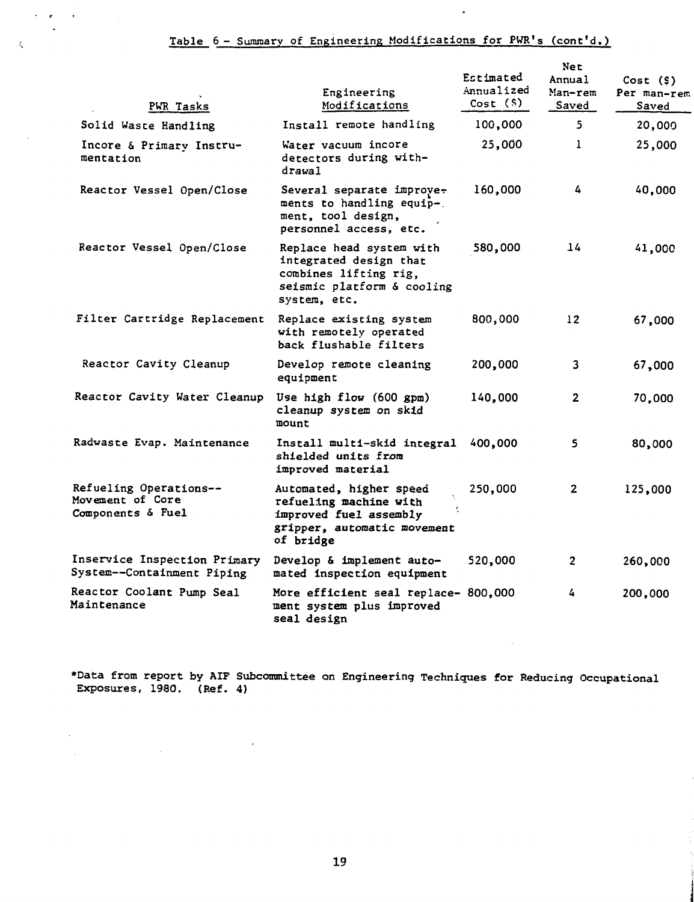Table 6 - Summary of Engineering Modifications for PWR's (cont'd.)

| PWR Tasks | Engineering Modifications | Estimated Annualized Cost ($) | Net Annual Man-rem Saved | Cost ($) Per man-rem Saved |
|---|---|---|---|---|
| Solid Waste Handling | Install remote handling | 100,000 | 5 | 20,000 |
| Incore & Primary Instrumentation | Water vacuum incore detectors during withdrawal | 25,000 | 1 | 25,000 |
| Reactor Vessel Open/Close | Several separate improvements to handling equipment, tool design, personnel access, etc. | 160,000 | 4 | 40,000 |
| Reactor Vessel Open/Close | Replace head system with integrated design that combines lifting rig, seismic platform & cooling system, etc. | 580,000 | 14 | 41,000 |
| Filter Cartridge Replacement | Replace existing system with remotely operated back flushable filters | 800,000 | 12 | 67,000 |
| Reactor Cavity Cleanup | Develop remote cleaning equipment | 200,000 | 3 | 67,000 |
| Reactor Cavity Water Cleanup | Use high flow (600 gpm) cleanup system on skid mount | 140,000 | 2 | 70,000 |
| Radwaste Evap. Maintenance | Install multi-skid integral shielded units from improved material | 400,000 | 5 | 80,000 |
| Refueling Operations--Movement of Core Components & Fuel | Automated, higher speed refueling machine with improved fuel assembly gripper, automatic movement of bridge | 250,000 | 2 | 125,000 |
| Inservice Inspection Primary System--Containment Piping | Develop & implement automated inspection equipment | 520,000 | 2 | 260,000 |
| Reactor Coolant Pump Seal Maintenance | More efficient seal replacement system plus improved seal design | 800,000 | 4 | 200,000 |

*Data from report by AIF Subcommittee on Engineering Techniques for Reducing Occupational Exposures, 1980. (Ref. 4)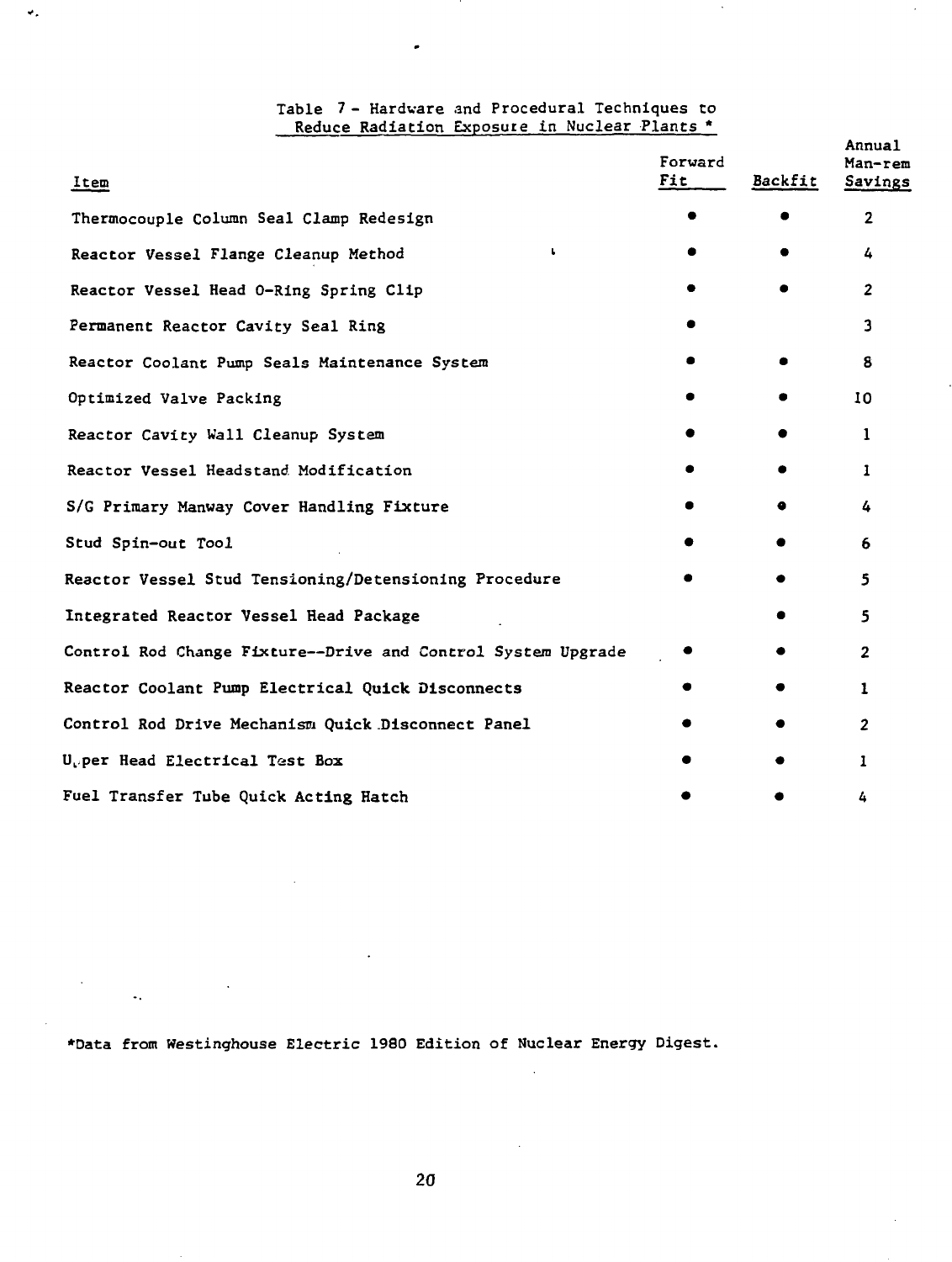Table 7 - Hardware and Procedural Techniques to Reduce Radiation Exposure in Nuclear Plants *

| Item | Forward Fit | Backfit | Annual Man-rem Savings |
|---|---|---|---|
| Thermocouple Column Seal Clamp Redesign | • | • | 2 |
| Reactor Vessel Flange Cleanup Method | • | • | 4 |
| Reactor Vessel Head O-Ring Spring Clip | • | • | 2 |
| Permanent Reactor Cavity Seal Ring | • | | 3 |
| Reactor Coolant Pump Seals Maintenance System | • | • | 8 |
| Optimized Valve Packing | • | • | 10 |
| Reactor Cavity Wall Cleanup System | • | • | 1 |
| Reactor Vessel Headstand Modification | • | • | 1 |
| S/G Primary Manway Cover Handling Fixture | • | • | 4 |
| Stud Spin-out Tool | • | • | 6 |
| Reactor Vessel Stud Tensioning/Detensioning Procedure | • | • | 5 |
| Integrated Reactor Vessel Head Package | | • | 5 |
| Control Rod Change Fixture--Drive and Control System Upgrade | • | • | 2 |
| Reactor Coolant Pump Electrical Quick Disconnects | • | • | 1 |
| Control Rod Drive Mechanism Quick Disconnect Panel | • | • | 2 |
| Upper Head Electrical Test Box | • | • | 1 |
| Fuel Transfer Tube Quick Acting Hatch | • | • | 4 |

*Data from Westinghouse Electric 1980 Edition of Nuclear Energy Digest.